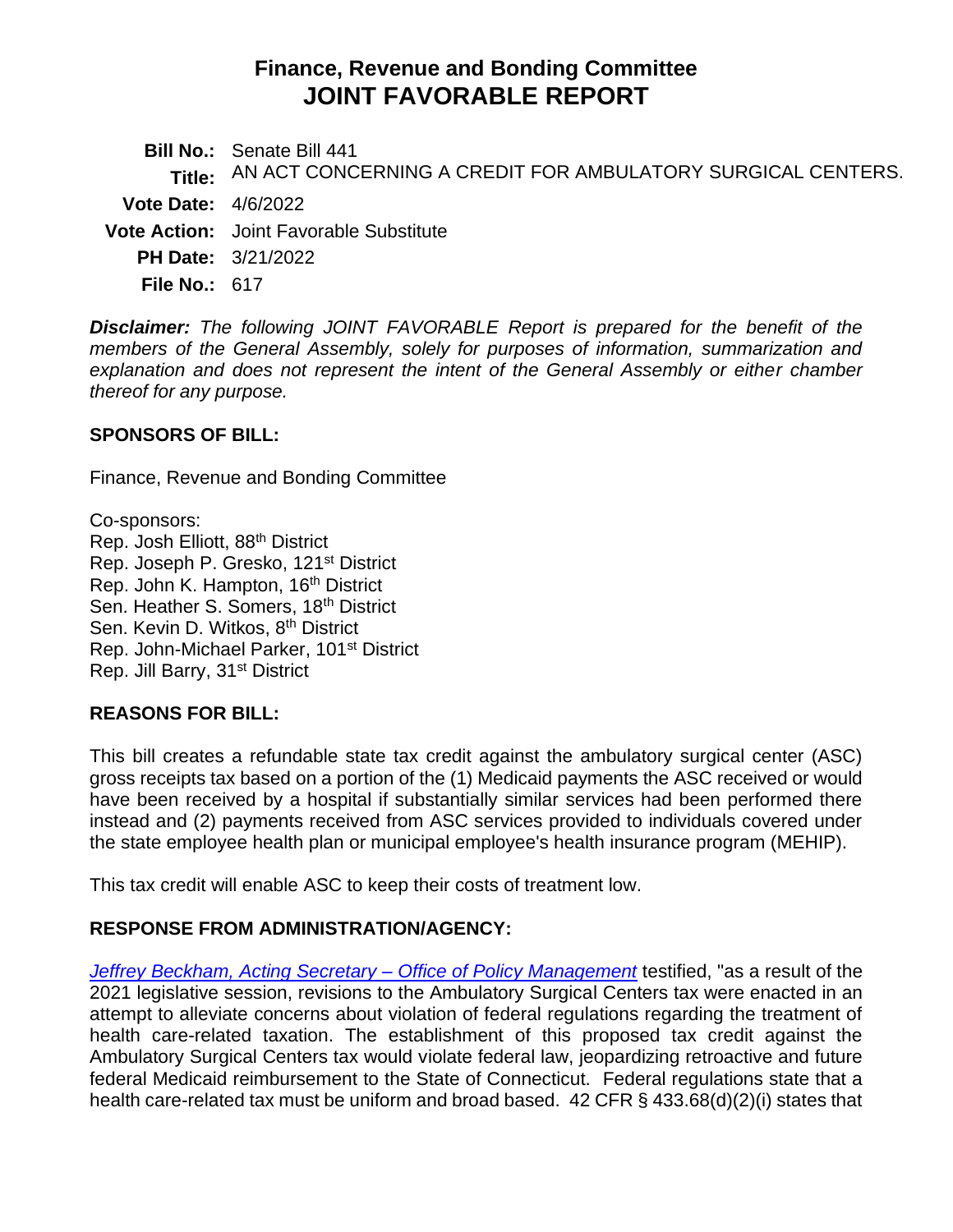# Finance, Revenue and Bonding Committee
# JOINT FAVORABLE REPORT

**Bill No.:** Senate Bill 441
**Title:** AN ACT CONCERNING A CREDIT FOR AMBULATORY SURGICAL CENTERS.
**Vote Date:** 4/6/2022
**Vote Action:** Joint Favorable Substitute
**PH Date:** 3/21/2022
**File No.:** 617

***Disclaimer:*** *The following JOINT FAVORABLE Report is prepared for the benefit of the members of the General Assembly, solely for purposes of information, summarization and explanation and does not represent the intent of the General Assembly or either chamber thereof for any purpose.*

## SPONSORS OF BILL:

Finance, Revenue and Bonding Committee

Co-sponsors:
Rep. Josh Elliott, 88th District
Rep. Joseph P. Gresko, 121st District
Rep. John K. Hampton, 16th District
Sen. Heather S. Somers, 18th District
Sen. Kevin D. Witkos, 8th District
Rep. John-Michael Parker, 101st District
Rep. Jill Barry, 31st District

## REASONS FOR BILL:

This bill creates a refundable state tax credit against the ambulatory surgical center (ASC) gross receipts tax based on a portion of the (1) Medicaid payments the ASC received or would have been received by a hospital if substantially similar services had been performed there instead and (2) payments received from ASC services provided to individuals covered under the state employee health plan or municipal employee's health insurance program (MEHIP).

This tax credit will enable ASC to keep their costs of treatment low.

## RESPONSE FROM ADMINISTRATION/AGENCY:

*Jeffrey Beckham, Acting Secretary – Office of Policy Management* testified, "as a result of the 2021 legislative session, revisions to the Ambulatory Surgical Centers tax were enacted in an attempt to alleviate concerns about violation of federal regulations regarding the treatment of health care-related taxation. The establishment of this proposed tax credit against the Ambulatory Surgical Centers tax would violate federal law, jeopardizing retroactive and future federal Medicaid reimbursement to the State of Connecticut. Federal regulations state that a health care-related tax must be uniform and broad based. 42 CFR § 433.68(d)(2)(i) states that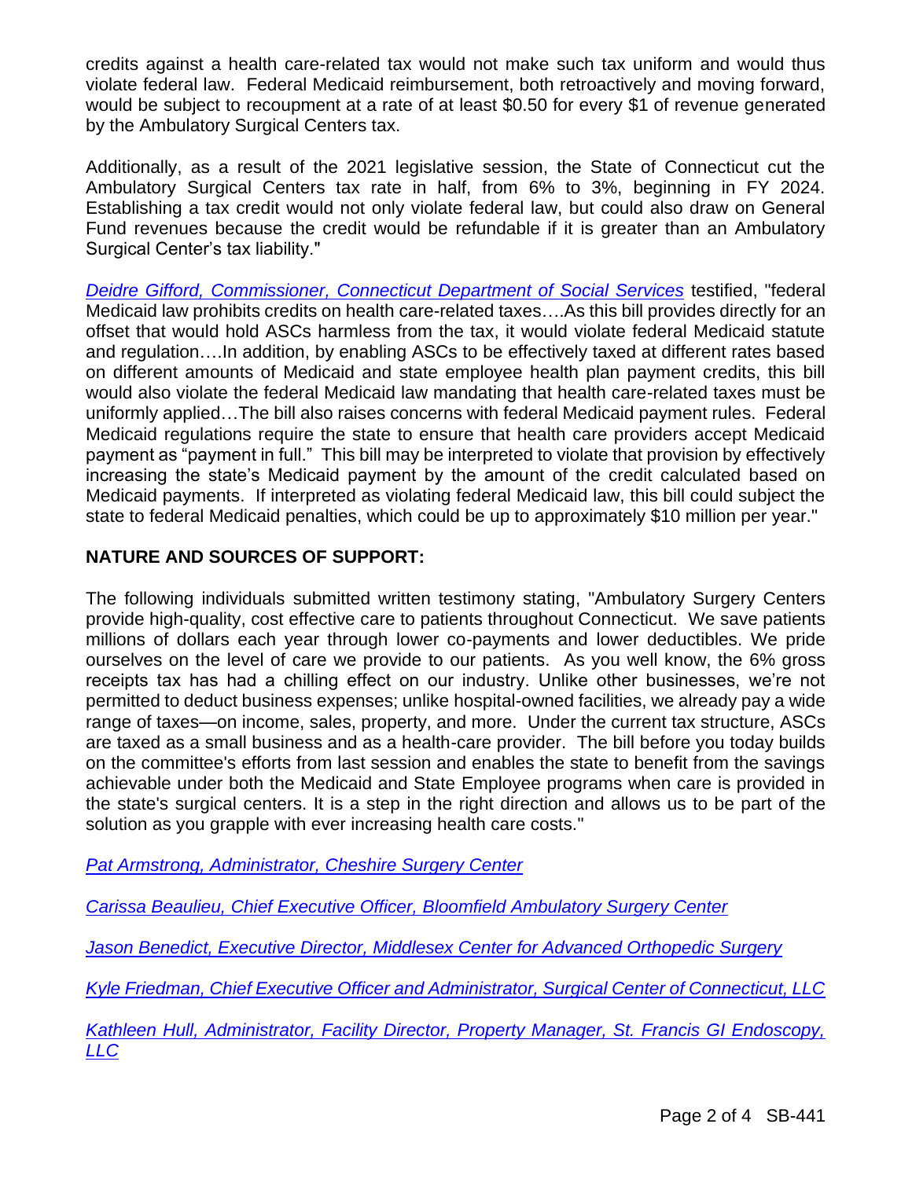credits against a health care-related tax would not make such tax uniform and would thus violate federal law. Federal Medicaid reimbursement, both retroactively and moving forward, would be subject to recoupment at a rate of at least $0.50 for every $1 of revenue generated by the Ambulatory Surgical Centers tax.

Additionally, as a result of the 2021 legislative session, the State of Connecticut cut the Ambulatory Surgical Centers tax rate in half, from 6% to 3%, beginning in FY 2024. Establishing a tax credit would not only violate federal law, but could also draw on General Fund revenues because the credit would be refundable if it is greater than an Ambulatory Surgical Center's tax liability."

*Deidre Gifford, Commissioner, Connecticut Department of Social Services* testified, "federal Medicaid law prohibits credits on health care-related taxes….As this bill provides directly for an offset that would hold ASCs harmless from the tax, it would violate federal Medicaid statute and regulation….In addition, by enabling ASCs to be effectively taxed at different rates based on different amounts of Medicaid and state employee health plan payment credits, this bill would also violate the federal Medicaid law mandating that health care-related taxes must be uniformly applied…The bill also raises concerns with federal Medicaid payment rules. Federal Medicaid regulations require the state to ensure that health care providers accept Medicaid payment as "payment in full." This bill may be interpreted to violate that provision by effectively increasing the state's Medicaid payment by the amount of the credit calculated based on Medicaid payments. If interpreted as violating federal Medicaid law, this bill could subject the state to federal Medicaid penalties, which could be up to approximately $10 million per year."

## NATURE AND SOURCES OF SUPPORT:

The following individuals submitted written testimony stating, "Ambulatory Surgery Centers provide high-quality, cost effective care to patients throughout Connecticut. We save patients millions of dollars each year through lower co-payments and lower deductibles. We pride ourselves on the level of care we provide to our patients. As you well know, the 6% gross receipts tax has had a chilling effect on our industry. Unlike other businesses, we're not permitted to deduct business expenses; unlike hospital-owned facilities, we already pay a wide range of taxes—on income, sales, property, and more. Under the current tax structure, ASCs are taxed as a small business and as a health-care provider. The bill before you today builds on the committee's efforts from last session and enables the state to benefit from the savings achievable under both the Medicaid and State Employee programs when care is provided in the state's surgical centers. It is a step in the right direction and allows us to be part of the solution as you grapple with ever increasing health care costs."

*Pat Armstrong, Administrator, Cheshire Surgery Center*

*Carissa Beaulieu, Chief Executive Officer, Bloomfield Ambulatory Surgery Center*

*Jason Benedict, Executive Director, Middlesex Center for Advanced Orthopedic Surgery*

*Kyle Friedman, Chief Executive Officer and Administrator, Surgical Center of Connecticut, LLC*

*Kathleen Hull, Administrator, Facility Director, Property Manager, St. Francis GI Endoscopy, LLC*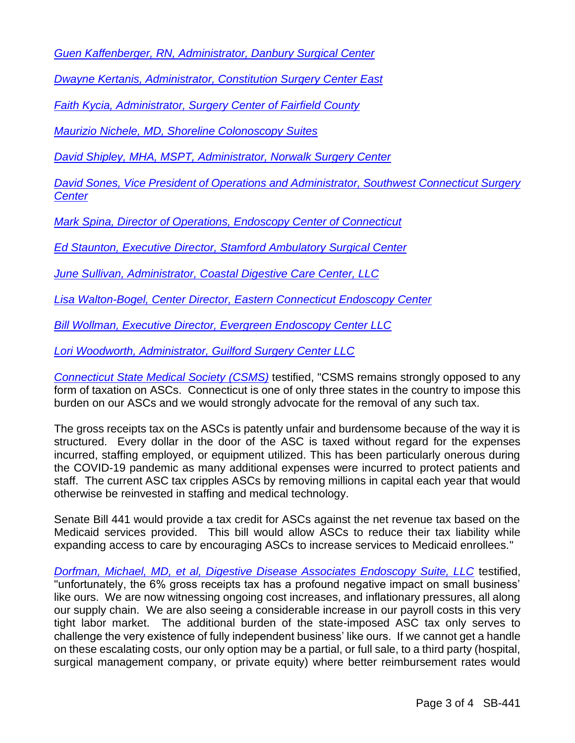*Guen Kaffenberger, RN, Administrator, Danbury Surgical Center*

*Dwayne Kertanis, Administrator, Constitution Surgery Center East*

*Faith Kycia, Administrator, Surgery Center of Fairfield County*

*Maurizio Nichele, MD, Shoreline Colonoscopy Suites*

*David Shipley, MHA, MSPT, Administrator, Norwalk Surgery Center*

*David Sones, Vice President of Operations and Administrator, Southwest Connecticut Surgery Center*

*Mark Spina, Director of Operations, Endoscopy Center of Connecticut*

*Ed Staunton, Executive Director, Stamford Ambulatory Surgical Center*

*June Sullivan, Administrator, Coastal Digestive Care Center, LLC*

*Lisa Walton-Bogel, Center Director, Eastern Connecticut Endoscopy Center*

*Bill Wollman, Executive Director, Evergreen Endoscopy Center LLC*

*Lori Woodworth, Administrator, Guilford Surgery Center LLC*

*Connecticut State Medical Society (CSMS)* testified, "CSMS remains strongly opposed to any form of taxation on ASCs. Connecticut is one of only three states in the country to impose this burden on our ASCs and we would strongly advocate for the removal of any such tax.

The gross receipts tax on the ASCs is patently unfair and burdensome because of the way it is structured. Every dollar in the door of the ASC is taxed without regard for the expenses incurred, staffing employed, or equipment utilized. This has been particularly onerous during the COVID-19 pandemic as many additional expenses were incurred to protect patients and staff. The current ASC tax cripples ASCs by removing millions in capital each year that would otherwise be reinvested in staffing and medical technology.

Senate Bill 441 would provide a tax credit for ASCs against the net revenue tax based on the Medicaid services provided. This bill would allow ASCs to reduce their tax liability while expanding access to care by encouraging ASCs to increase services to Medicaid enrollees."

*Dorfman, Michael, MD, et al, Digestive Disease Associates Endoscopy Suite, LLC* testified, "unfortunately, the 6% gross receipts tax has a profound negative impact on small business' like ours. We are now witnessing ongoing cost increases, and inflationary pressures, all along our supply chain. We are also seeing a considerable increase in our payroll costs in this very tight labor market. The additional burden of the state-imposed ASC tax only serves to challenge the very existence of fully independent business' like ours. If we cannot get a handle on these escalating costs, our only option may be a partial, or full sale, to a third party (hospital, surgical management company, or private equity) where better reimbursement rates would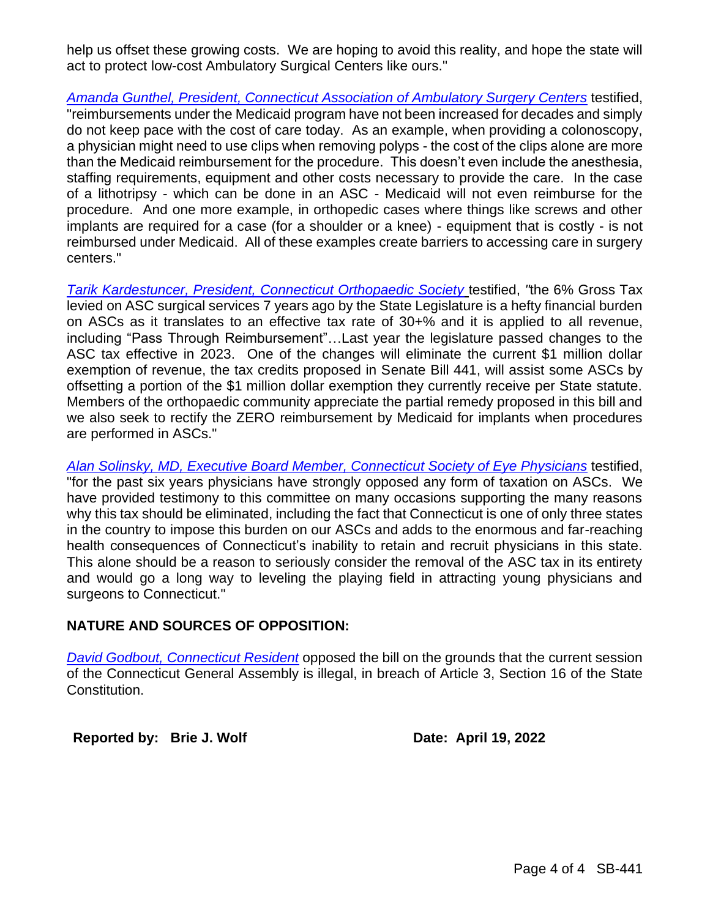help us offset these growing costs. We are hoping to avoid this reality, and hope the state will act to protect low-cost Ambulatory Surgical Centers like ours."

*Amanda Gunthel, President, Connecticut Association of Ambulatory Surgery Centers* testified, "reimbursements under the Medicaid program have not been increased for decades and simply do not keep pace with the cost of care today. As an example, when providing a colonoscopy, a physician might need to use clips when removing polyps - the cost of the clips alone are more than the Medicaid reimbursement for the procedure. This doesn't even include the anesthesia, staffing requirements, equipment and other costs necessary to provide the care. In the case of a lithotripsy - which can be done in an ASC - Medicaid will not even reimburse for the procedure. And one more example, in orthopedic cases where things like screws and other implants are required for a case (for a shoulder or a knee) - equipment that is costly - is not reimbursed under Medicaid. All of these examples create barriers to accessing care in surgery centers."

*Tarik Kardestuncer, President, Connecticut Orthopaedic Society* testified, "the 6% Gross Tax levied on ASC surgical services 7 years ago by the State Legislature is a hefty financial burden on ASCs as it translates to an effective tax rate of 30+% and it is applied to all revenue, including "Pass Through Reimbursement"…Last year the legislature passed changes to the ASC tax effective in 2023. One of the changes will eliminate the current $1 million dollar exemption of revenue, the tax credits proposed in Senate Bill 441, will assist some ASCs by offsetting a portion of the $1 million dollar exemption they currently receive per State statute. Members of the orthopaedic community appreciate the partial remedy proposed in this bill and we also seek to rectify the ZERO reimbursement by Medicaid for implants when procedures are performed in ASCs."

*Alan Solinsky, MD, Executive Board Member, Connecticut Society of Eye Physicians* testified, "for the past six years physicians have strongly opposed any form of taxation on ASCs. We have provided testimony to this committee on many occasions supporting the many reasons why this tax should be eliminated, including the fact that Connecticut is one of only three states in the country to impose this burden on our ASCs and adds to the enormous and far-reaching health consequences of Connecticut's inability to retain and recruit physicians in this state. This alone should be a reason to seriously consider the removal of the ASC tax in its entirety and would go a long way to leveling the playing field in attracting young physicians and surgeons to Connecticut."

**NATURE AND SOURCES OF OPPOSITION:**

*David Godbout, Connecticut Resident* opposed the bill on the grounds that the current session of the Connecticut General Assembly is illegal, in breach of Article 3, Section 16 of the State Constitution.

**Reported by: Brie J. Wolf** **Date: April 19, 2022**